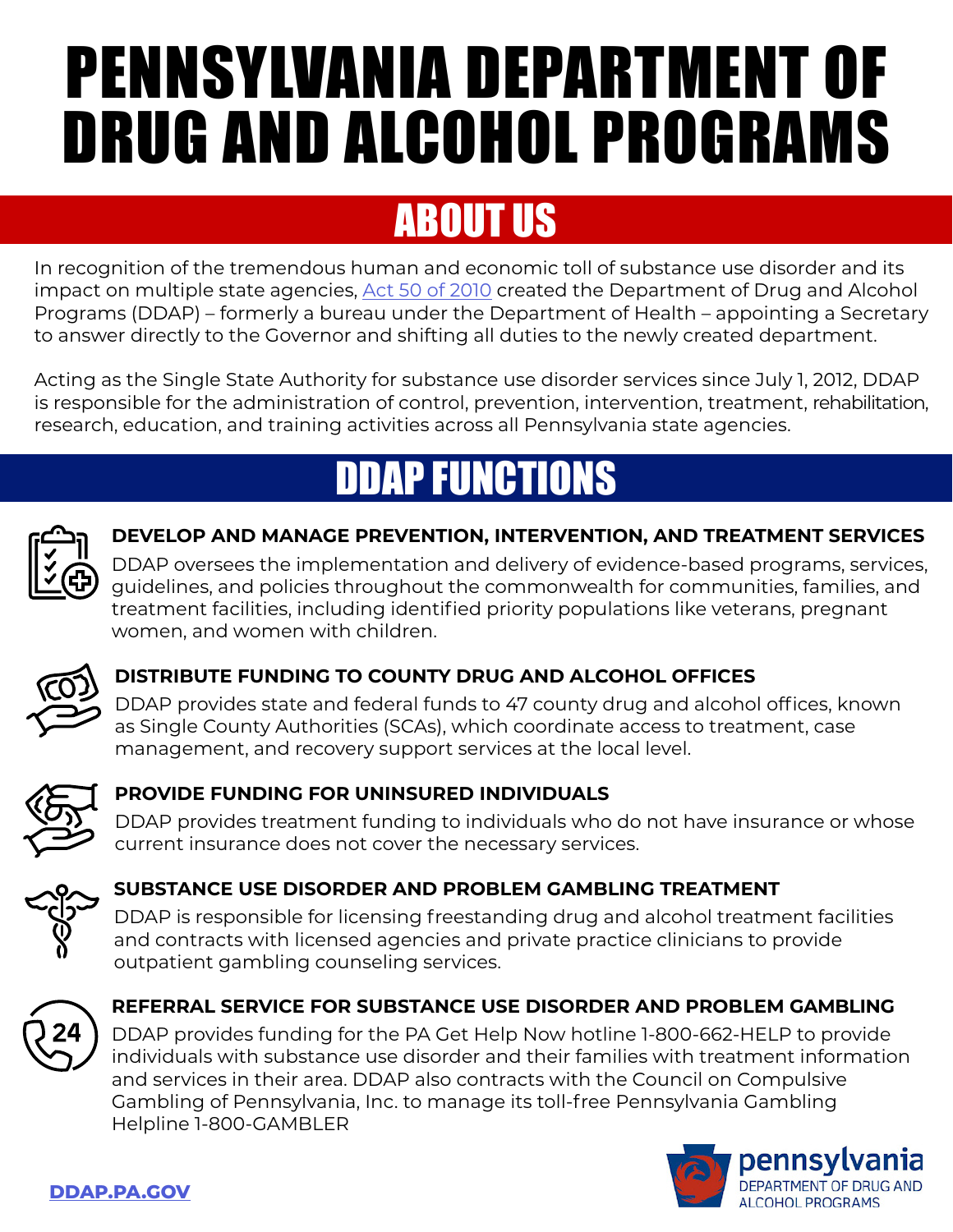# PENNSYLVANIA DEPARTMENT OF DRUG AND ALCOHOL PROGRAMS

## ABOUT US

In recognition of the tremendous human and economic toll of substance use disorder and its impact on multiple state agencies, Act 50 of 2010 created the Department of Drug and Alcohol Programs (DDAP) – formerly a bureau under the Department of Health – appointing a Secretary to answer directly to the Governor and shifting all duties to the newly created department.

Acting as the Single State Authority for substance use disorder services since July 1, 2012, DDAP is responsible for the administration of control, prevention, intervention, treatment, rehabilitation, research, education, and training activities across all Pennsylvania state agencies.

## DDAP FUNCTIONS

### DEVELOP AND MANAGE PREVENTION, INTERVENTION, AND TREATMENT SERVICES

DDAP oversees the implementation and delivery of evidence-based programs, services, guidelines, and policies throughout the commonwealth for communities, families, and treatment facilities, including identified priority populations like veterans, pregnant women, and women with children.

### DISTRIBUTE FUNDING TO COUNTY DRUG AND ALCOHOL OFFICES

DDAP provides state and federal funds to 47 county drug and alcohol offices, known as Single County Authorities (SCAs), which coordinate access to treatment, case management, and recovery support services at the local level.

### PROVIDE FUNDING FOR UNINSURED INDIVIDUALS

DDAP provides treatment funding to individuals who do not have insurance or whose current insurance does not cover the necessary services.

### SUBSTANCE USE DISORDER AND PROBLEM GAMBLING TREATMENT

DDAP is responsible for licensing freestanding drug and alcohol treatment facilities and contracts with licensed agencies and private practice clinicians to provide outpatient gambling counseling services.

### REFERRAL SERVICE FOR SUBSTANCE USE DISORDER AND PROBLEM GAMBLING

DDAP provides funding for the PA Get Help Now hotline 1-800-662-HELP to provide individuals with substance use disorder and their families with treatment information and services in their area. DDAP also contracts with the Council on Compulsive Gambling of Pennsylvania, Inc. to manage its toll-free Pennsylvania Gambling Helpline 1-800-GAMBLER

DDAP.PA.GOV

pennsylvania DEPARTMENT OF DRUG AND ALCOHOL PROGRAMS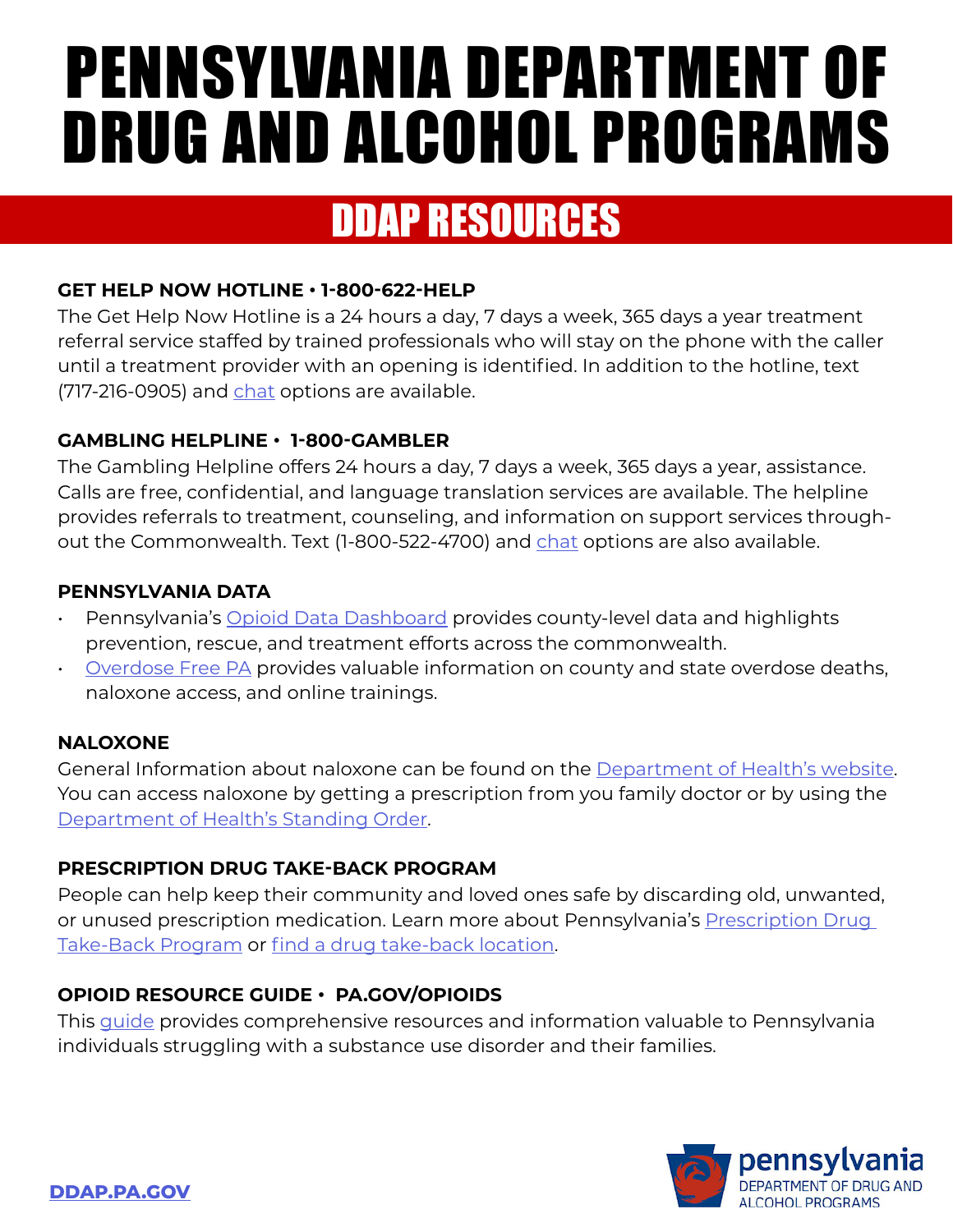# PENNSYLVANIA DEPARTMENT OF DRUG AND ALCOHOL PROGRAMS

## DDAP RESOURCES

**GET HELP NOW HOTLINE • 1-800-622-HELP**

The Get Help Now Hotline is a 24 hours a day, 7 days a week, 365 days a year treatment referral service staffed by trained professionals who will stay on the phone with the caller until a treatment provider with an opening is identified. In addition to the hotline, text (717-216-0905) and chat options are available.

**GAMBLING HELPLINE • 1-800-GAMBLER**

The Gambling Helpline offers 24 hours a day, 7 days a week, 365 days a year, assistance. Calls are free, confidential, and language translation services are available. The helpline provides referrals to treatment, counseling, and information on support services throughout the Commonwealth. Text (1-800-522-4700) and chat options are also available.

**PENNSYLVANIA DATA**

- Pennsylvania's Opioid Data Dashboard provides county-level data and highlights prevention, rescue, and treatment efforts across the commonwealth.
- Overdose Free PA provides valuable information on county and state overdose deaths, naloxone access, and online trainings.

**NALOXONE**

General Information about naloxone can be found on the Department of Health's website. You can access naloxone by getting a prescription from you family doctor or by using the Department of Health's Standing Order.

**PRESCRIPTION DRUG TAKE-BACK PROGRAM**

People can help keep their community and loved ones safe by discarding old, unwanted, or unused prescription medication. Learn more about Pennsylvania's Prescription Drug Take-Back Program or find a drug take-back location.

**OPIOID RESOURCE GUIDE • PA.GOV/OPIOIDS**

This guide provides comprehensive resources and information valuable to Pennsylvania individuals struggling with a substance use disorder and their families.

DDAP.PA.GOV

pennsylvania
DEPARTMENT OF DRUG AND ALCOHOL PROGRAMS